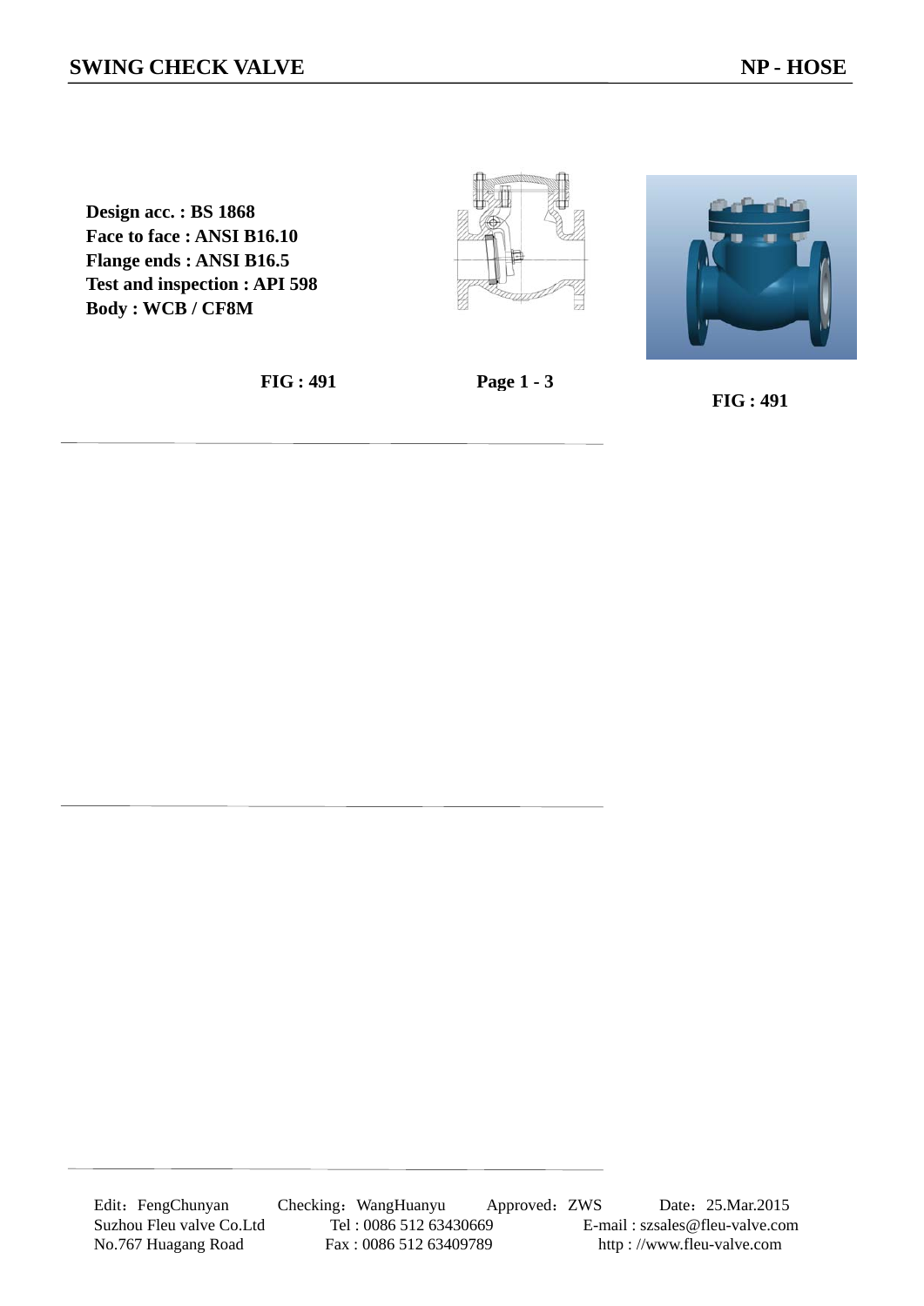# SWING CHECK VALVE

**NP - HOSE**

**Design acc. : BS 1868**
**Face to face : ANSI B16.10**
**Flange ends : ANSI B16.5**
**Test and inspection : API 598**
**Body : WCB / CF8M**

**FIG : 491**

**FIG : 491**

Edit：FengChunyan　Checking：WangHuanyu　Approved：ZWS　Date：25.Mar.2015

Suzhou Fleu valve Co.Ltd　Tel : 0086 512 63430669　E-mail : szsales@fleu-valve.com

No.767 Huagang Road　Fax : 0086 512 63409789　http : //www.fleu-valve.com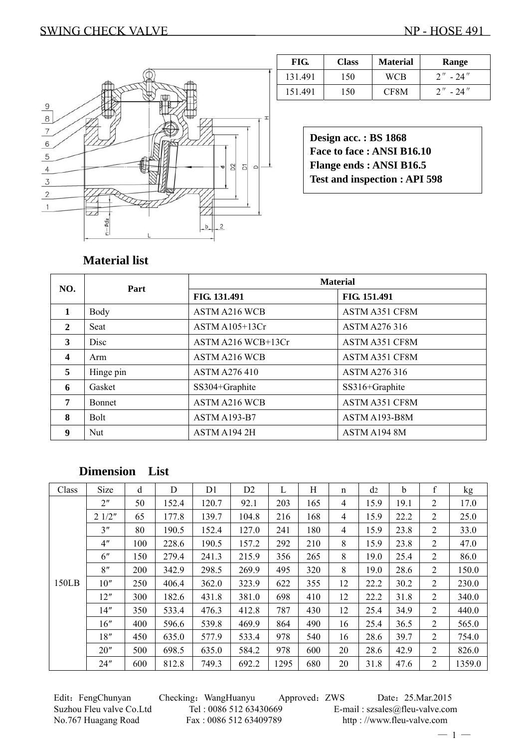SWING CHECK VALVE NP - HOSE 491

| FIG. | Class | Material | Range |
|---|---|---|---|
| 131.491 | 150 | WCB | 2″ - 24″ |
| 151.491 | 150 | CF8M | 2″ - 24″ |

**Design acc. : BS 1868**
**Face to face : ANSI B16.10**
**Flange ends : ANSI B16.5**
**Test and inspection : API 598**

## Material list

| NO. | Part | Material | |
|---|---|---|---|
| | | **FIG. 131.491** | **FIG. 151.491** |
| **1** | Body | ASTM A216 WCB | ASTM A351 CF8M |
| **2** | Seat | ASTM A105+13Cr | ASTM A276 316 |
| **3** | Disc | ASTM A216 WCB+13Cr | ASTM A351 CF8M |
| **4** | Arm | ASTM A216 WCB | ASTM A351 CF8M |
| **5** | Hinge pin | ASTM A276 410 | ASTM A276 316 |
| **6** | Gasket | SS304+Graphite | SS316+Graphite |
| **7** | Bonnet | ASTM A216 WCB | ASTM A351 CF8M |
| **8** | Bolt | ASTM A193-B7 | ASTM A193-B8M |
| **9** | Nut | ASTM A194 2H | ASTM A194 8M |

## Dimension List

| Class | Size | d | D | D1 | D2 | L | H | n | $d_2$ | b | f | kg |
|---|---|---|---|---|---|---|---|---|---|---|---|---|
| 150LB | 2″ | 50 | 152.4 | 120.7 | 92.1 | 203 | 165 | 4 | 15.9 | 19.1 | 2 | 17.0 |
| | 2 1/2″ | 65 | 177.8 | 139.7 | 104.8 | 216 | 168 | 4 | 15.9 | 22.2 | 2 | 25.0 |
| | 3″ | 80 | 190.5 | 152.4 | 127.0 | 241 | 180 | 4 | 15.9 | 23.8 | 2 | 33.0 |
| | 4″ | 100 | 228.6 | 190.5 | 157.2 | 292 | 210 | 8 | 15.9 | 23.8 | 2 | 47.0 |
| | 6″ | 150 | 279.4 | 241.3 | 215.9 | 356 | 265 | 8 | 19.0 | 25.4 | 2 | 86.0 |
| | 8″ | 200 | 342.9 | 298.5 | 269.9 | 495 | 320 | 8 | 19.0 | 28.6 | 2 | 150.0 |
| | 10″ | 250 | 406.4 | 362.0 | 323.9 | 622 | 355 | 12 | 22.2 | 30.2 | 2 | 230.0 |
| | 12″ | 300 | 182.6 | 431.8 | 381.0 | 698 | 410 | 12 | 22.2 | 31.8 | 2 | 340.0 |
| | 14″ | 350 | 533.4 | 476.3 | 412.8 | 787 | 430 | 12 | 25.4 | 34.9 | 2 | 440.0 |
| | 16″ | 400 | 596.6 | 539.8 | 469.9 | 864 | 490 | 16 | 25.4 | 36.5 | 2 | 565.0 |
| | 18″ | 450 | 635.0 | 577.9 | 533.4 | 978 | 540 | 16 | 28.6 | 39.7 | 2 | 754.0 |
| | 20″ | 500 | 698.5 | 635.0 | 584.2 | 978 | 600 | 20 | 28.6 | 42.9 | 2 | 826.0 |
| | 24″ | 600 | 812.8 | 749.3 | 692.2 | 1295 | 680 | 20 | 31.8 | 47.6 | 2 | 1359.0 |

Edit：FengChunyan Checking：WangHuanyu Approved：ZWS Date：25.Mar.2015
Suzhou Fleu valve Co.Ltd Tel : 0086 512 63430669 E-mail : szsales@fleu-valve.com
No.767 Huagang Road Fax : 0086 512 63409789 http : //www.fleu-valve.com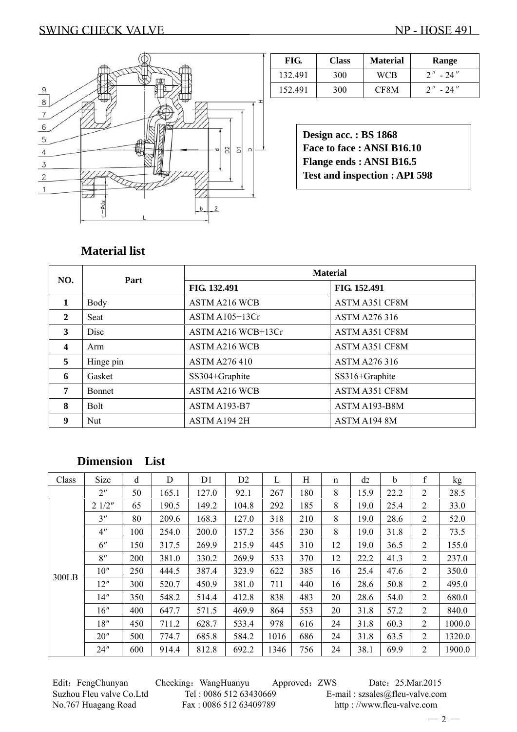# SWING CHECK VALVE NP - HOSE 491

| FIG. | Class | Material | Range |
|---|---|---|---|
| 132.491 | 300 | WCB | 2″ - 24″ |
| 152.491 | 300 | CF8M | 2″ - 24″ |

**Design acc. : BS 1868**
**Face to face : ANSI B16.10**
**Flange ends : ANSI B16.5**
**Test and inspection : API 598**

## Material list

| NO. | Part | Material | |
|---|---|---|---|
| | | FIG. 132.491 | FIG. 152.491 |
| **1** | Body | ASTM A216 WCB | ASTM A351 CF8M |
| **2** | Seat | ASTM A105+13Cr | ASTM A276 316 |
| **3** | Disc | ASTM A216 WCB+13Cr | ASTM A351 CF8M |
| **4** | Arm | ASTM A216 WCB | ASTM A351 CF8M |
| **5** | Hinge pin | ASTM A276 410 | ASTM A276 316 |
| **6** | Gasket | SS304+Graphite | SS316+Graphite |
| **7** | Bonnet | ASTM A216 WCB | ASTM A351 CF8M |
| **8** | Bolt | ASTM A193-B7 | ASTM A193-B8M |
| **9** | Nut | ASTM A194 2H | ASTM A194 8M |

## Dimension List

| Class | Size | d | D | D1 | D2 | L | H | n | d2 | b | f | kg |
|---|---|---|---|---|---|---|---|---|---|---|---|---|
| 300LB | 2″ | 50 | 165.1 | 127.0 | 92.1 | 267 | 180 | 8 | 15.9 | 22.2 | 2 | 28.5 |
| | 2 1/2″ | 65 | 190.5 | 149.2 | 104.8 | 292 | 185 | 8 | 19.0 | 25.4 | 2 | 33.0 |
| | 3″ | 80 | 209.6 | 168.3 | 127.0 | 318 | 210 | 8 | 19.0 | 28.6 | 2 | 52.0 |
| | 4″ | 100 | 254.0 | 200.0 | 157.2 | 356 | 230 | 8 | 19.0 | 31.8 | 2 | 73.5 |
| | 6″ | 150 | 317.5 | 269.9 | 215.9 | 445 | 310 | 12 | 19.0 | 36.5 | 2 | 155.0 |
| | 8″ | 200 | 381.0 | 330.2 | 269.9 | 533 | 370 | 12 | 22.2 | 41.3 | 2 | 237.0 |
| | 10″ | 250 | 444.5 | 387.4 | 323.9 | 622 | 385 | 16 | 25.4 | 47.6 | 2 | 350.0 |
| | 12″ | 300 | 520.7 | 450.9 | 381.0 | 711 | 440 | 16 | 28.6 | 50.8 | 2 | 495.0 |
| | 14″ | 350 | 548.2 | 514.4 | 412.8 | 838 | 483 | 20 | 28.6 | 54.0 | 2 | 680.0 |
| | 16″ | 400 | 647.7 | 571.5 | 469.9 | 864 | 553 | 20 | 31.8 | 57.2 | 2 | 840.0 |
| | 18″ | 450 | 711.2 | 628.7 | 533.4 | 978 | 616 | 24 | 31.8 | 60.3 | 2 | 1000.0 |
| | 20″ | 500 | 774.7 | 685.8 | 584.2 | 1016 | 686 | 24 | 31.8 | 63.5 | 2 | 1320.0 |
| | 24″ | 600 | 914.4 | 812.8 | 692.2 | 1346 | 756 | 24 | 38.1 | 69.9 | 2 | 1900.0 |

Edit：FengChunyan Checking：WangHuanyu Approved：ZWS Date：25.Mar.2015
Suzhou Fleu valve Co.Ltd Tel : 0086 512 63430669 E-mail : szsales@fleu-valve.com
No.767 Huagang Road Fax : 0086 512 63409789 http : //www.fleu-valve.com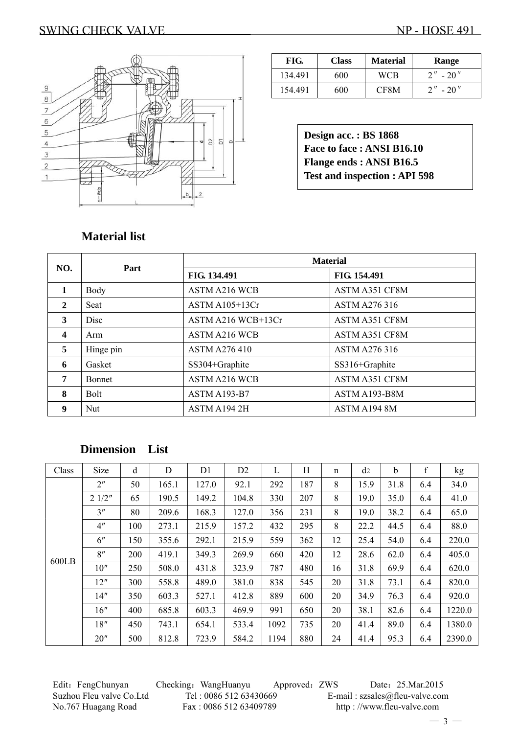SWING CHECK VALVE NP - HOSE 491

| FIG. | Class | Material | Range |
|---|---|---|---|
| 134.491 | 600 | WCB | 2″ - 20″ |
| 154.491 | 600 | CF8M | 2″ - 20″ |

**Design acc. : BS 1868**
**Face to face : ANSI B16.10**
**Flange ends : ANSI B16.5**
**Test and inspection : API 598**

## Material list

| NO. | Part | Material | |
|---|---|---|---|
| | | FIG. 134.491 | FIG. 154.491 |
| **1** | Body | ASTM A216 WCB | ASTM A351 CF8M |
| **2** | Seat | ASTM A105+13Cr | ASTM A276 316 |
| **3** | Disc | ASTM A216 WCB+13Cr | ASTM A351 CF8M |
| **4** | Arm | ASTM A216 WCB | ASTM A351 CF8M |
| **5** | Hinge pin | ASTM A276 410 | ASTM A276 316 |
| **6** | Gasket | SS304+Graphite | SS316+Graphite |
| **7** | Bonnet | ASTM A216 WCB | ASTM A351 CF8M |
| **8** | Bolt | ASTM A193-B7 | ASTM A193-B8M |
| **9** | Nut | ASTM A194 2H | ASTM A194 8M |

## Dimension List

| Class | Size | d | D | D1 | D2 | L | H | n | $d_2$ | b | f | kg |
|---|---|---|---|---|---|---|---|---|---|---|---|---|
| 600LB | 2″ | 50 | 165.1 | 127.0 | 92.1 | 292 | 187 | 8 | 15.9 | 31.8 | 6.4 | 34.0 |
| | 2 1/2″ | 65 | 190.5 | 149.2 | 104.8 | 330 | 207 | 8 | 19.0 | 35.0 | 6.4 | 41.0 |
| | 3″ | 80 | 209.6 | 168.3 | 127.0 | 356 | 231 | 8 | 19.0 | 38.2 | 6.4 | 65.0 |
| | 4″ | 100 | 273.1 | 215.9 | 157.2 | 432 | 295 | 8 | 22.2 | 44.5 | 6.4 | 88.0 |
| | 6″ | 150 | 355.6 | 292.1 | 215.9 | 559 | 362 | 12 | 25.4 | 54.0 | 6.4 | 220.0 |
| | 8″ | 200 | 419.1 | 349.3 | 269.9 | 660 | 420 | 12 | 28.6 | 62.0 | 6.4 | 405.0 |
| | 10″ | 250 | 508.0 | 431.8 | 323.9 | 787 | 480 | 16 | 31.8 | 69.9 | 6.4 | 620.0 |
| | 12″ | 300 | 558.8 | 489.0 | 381.0 | 838 | 545 | 20 | 31.8 | 73.1 | 6.4 | 820.0 |
| | 14″ | 350 | 603.3 | 527.1 | 412.8 | 889 | 600 | 20 | 34.9 | 76.3 | 6.4 | 920.0 |
| | 16″ | 400 | 685.8 | 603.3 | 469.9 | 991 | 650 | 20 | 38.1 | 82.6 | 6.4 | 1220.0 |
| | 18″ | 450 | 743.1 | 654.1 | 533.4 | 1092 | 735 | 20 | 41.4 | 89.0 | 6.4 | 1380.0 |
| | 20″ | 500 | 812.8 | 723.9 | 584.2 | 1194 | 880 | 24 | 41.4 | 95.3 | 6.4 | 2390.0 |

Edit：FengChunyan Checking：WangHuanyu Approved：ZWS Date：25.Mar.2015
Suzhou Fleu valve Co.Ltd Tel : 0086 512 63430669 E-mail : szsales@fleu-valve.com
No.767 Huagang Road Fax : 0086 512 63409789 http : //www.fleu-valve.com